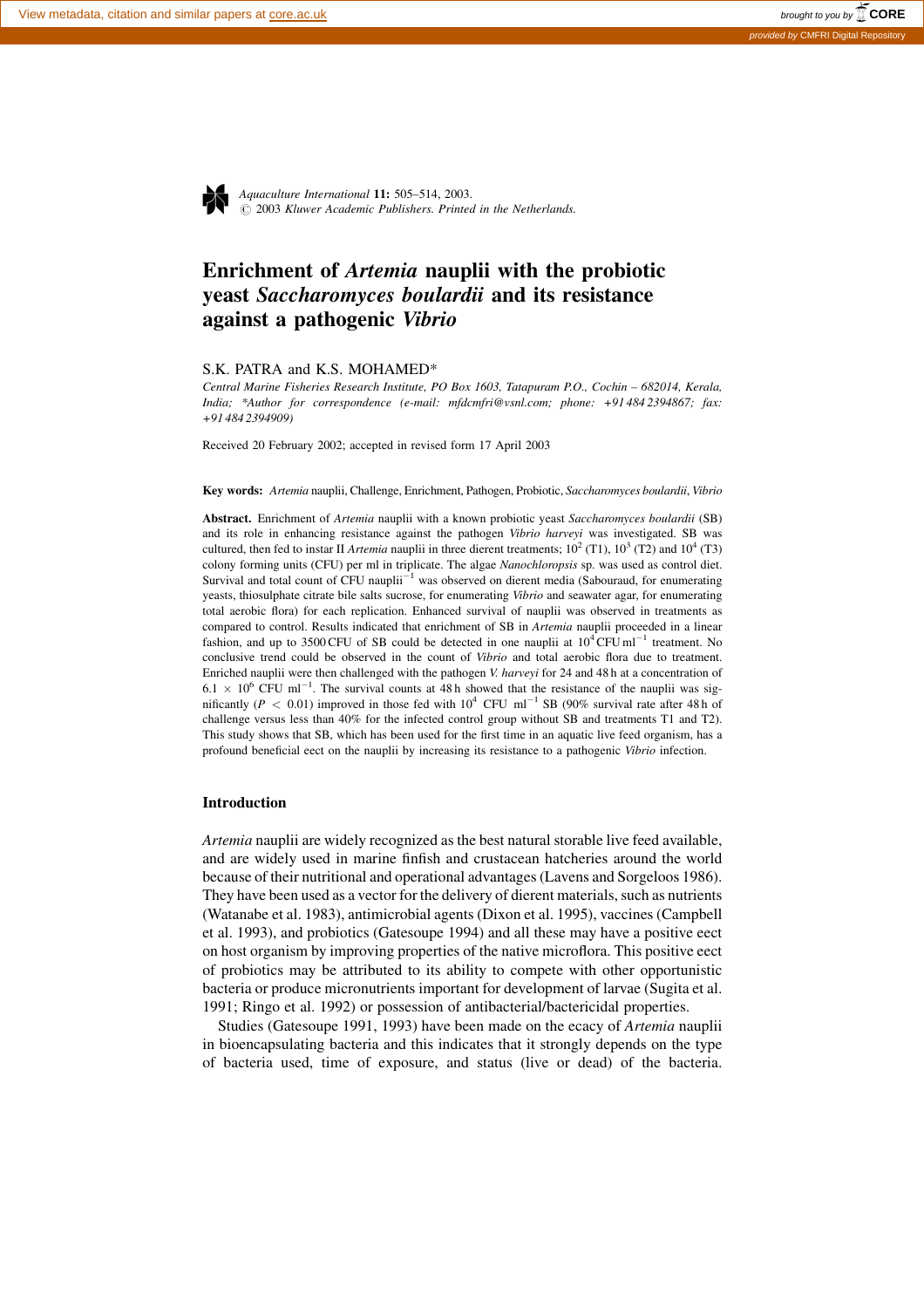# Enrichment of *Artemia* nauplii with the probiotic yeast *Saccharomyces boulardii* and its resistance against a pathogenic *Vibrio*

S.K. PATRA and K.S. MOHAMED*

*Central Marine Fisheries Research Institute, PO Box 1603, Tatapuram P.O., Cochin – 682014, Kerala, India; \*Author for correspondence (e-mail: mfdcmfri@vsnl.com; phone: +91 484 2394867; fax: +91 484 2394909)*

Received 20 February 2002; accepted in revised form 17 April 2003

**Key words:** *Artemia* nauplii, Challenge, Enrichment, Pathogen, Probiotic, *Saccharomyces boulardii*, *Vibrio*

**Abstract.** Enrichment of *Artemia* nauplii with a known probiotic yeast *Saccharomyces boulardii* (SB) and its role in enhancing resistance against the pathogen *Vibrio harveyi* was investigated. SB was cultured, then fed to instar II *Artemia* nauplii in three dierent treatments; $10^2$ (T1), $10^3$ (T2) and $10^4$ (T3) colony forming units (CFU) per ml in triplicate. The algae *Nanochloropsis* sp. was used as control diet. Survival and total count of CFU nauplii$^{-1}$ was observed on dierent media (Sabouraud, for enumerating yeasts, thiosulphate citrate bile salts sucrose, for enumerating *Vibrio* and seawater agar, for enumerating total aerobic flora) for each replication. Enhanced survival of nauplii was observed in treatments as compared to control. Results indicated that enrichment of SB in *Artemia* nauplii proceeded in a linear fashion, and up to 3500 CFU of SB could be detected in one nauplii at $10^4$ CFU ml$^{-1}$ treatment. No conclusive trend could be observed in the count of *Vibrio* and total aerobic flora due to treatment. Enriched nauplii were then challenged with the pathogen *V. harveyi* for 24 and 48 h at a concentration of $6.1 \times 10^6$ CFU ml$^{-1}$. The survival counts at 48 h showed that the resistance of the nauplii was significantly ($P < 0.01$) improved in those fed with $10^4$ CFU ml$^{-1}$ SB (90% survival rate after 48 h of challenge versus less than 40% for the infected control group without SB and treatments T1 and T2). This study shows that SB, which has been used for the first time in an aquatic live feed organism, has a profound beneficial eect on the nauplii by increasing its resistance to a pathogenic *Vibrio* infection.

## Introduction

*Artemia* nauplii are widely recognized as the best natural storable live feed available, and are widely used in marine finfish and crustacean hatcheries around the world because of their nutritional and operational advantages (Lavens and Sorgeloos 1986). They have been used as a vector for the delivery of dierent materials, such as nutrients (Watanabe et al. 1983), antimicrobial agents (Dixon et al. 1995), vaccines (Campbell et al. 1993), and probiotics (Gatesoupe 1994) and all these may have a positive eect on host organism by improving properties of the native microflora. This positive eect of probiotics may be attributed to its ability to compete with other opportunistic bacteria or produce micronutrients important for development of larvae (Sugita et al. 1991; Ringo et al. 1992) or possession of antibacterial/bactericidal properties.

Studies (Gatesoupe 1991, 1993) have been made on the ecacy of *Artemia* nauplii in bioencapsulating bacteria and this indicates that it strongly depends on the type of bacteria used, time of exposure, and status (live or dead) of the bacteria.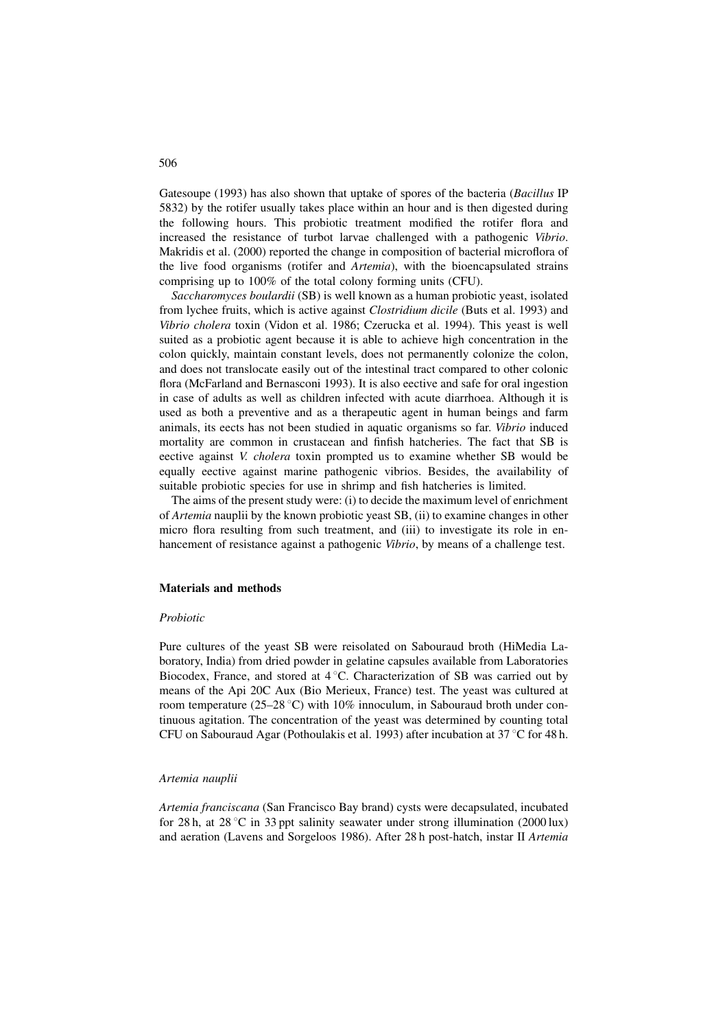Gatesoupe (1993) has also shown that uptake of spores of the bacteria (*Bacillus* IP 5832) by the rotifer usually takes place within an hour and is then digested during the following hours. This probiotic treatment modified the rotifer flora and increased the resistance of turbot larvae challenged with a pathogenic *Vibrio*. Makridis et al. (2000) reported the change in composition of bacterial microflora of the live food organisms (rotifer and *Artemia*), with the bioencapsulated strains comprising up to 100% of the total colony forming units (CFU).

*Saccharomyces boulardii* (SB) is well known as a human probiotic yeast, isolated from lychee fruits, which is active against *Clostridium dicile* (Buts et al. 1993) and *Vibrio cholera* toxin (Vidon et al. 1986; Czerucka et al. 1994). This yeast is well suited as a probiotic agent because it is able to achieve high concentration in the colon quickly, maintain constant levels, does not permanently colonize the colon, and does not translocate easily out of the intestinal tract compared to other colonic flora (McFarland and Bernasconi 1993). It is also eective and safe for oral ingestion in case of adults as well as children infected with acute diarrhoea. Although it is used as both a preventive and as a therapeutic agent in human beings and farm animals, its eects has not been studied in aquatic organisms so far. *Vibrio* induced mortality are common in crustacean and finfish hatcheries. The fact that SB is eective against *V. cholera* toxin prompted us to examine whether SB would be equally eective against marine pathogenic vibrios. Besides, the availability of suitable probiotic species for use in shrimp and fish hatcheries is limited.

The aims of the present study were: (i) to decide the maximum level of enrichment of *Artemia* nauplii by the known probiotic yeast SB, (ii) to examine changes in other micro flora resulting from such treatment, and (iii) to investigate its role in enhancement of resistance against a pathogenic *Vibrio*, by means of a challenge test.

## Materials and methods

### *Probiotic*

Pure cultures of the yeast SB were reisolated on Sabouraud broth (HiMedia Laboratory, India) from dried powder in gelatine capsules available from Laboratories Biocodex, France, and stored at 4 °C. Characterization of SB was carried out by means of the Api 20C Aux (Bio Merieux, France) test. The yeast was cultured at room temperature (25–28 °C) with 10% innoculum, in Sabouraud broth under continuous agitation. The concentration of the yeast was determined by counting total CFU on Sabouraud Agar (Pothoulakis et al. 1993) after incubation at 37 °C for 48 h.

### *Artemia nauplii*

*Artemia franciscana* (San Francisco Bay brand) cysts were decapsulated, incubated for 28 h, at 28 °C in 33 ppt salinity seawater under strong illumination (2000 lux) and aeration (Lavens and Sorgeloos 1986). After 28 h post-hatch, instar II *Artemia*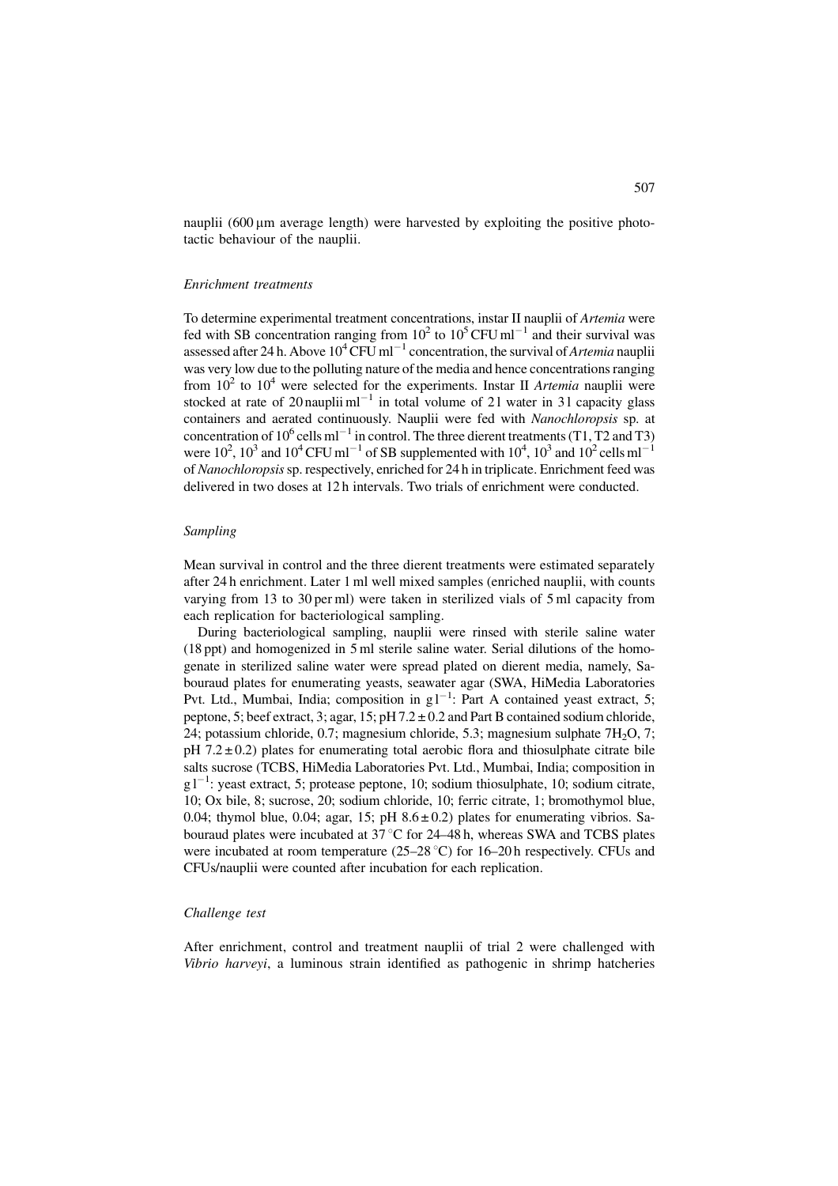nauplii (600 μm average length) were harvested by exploiting the positive phototactic behaviour of the nauplii.

### *Enrichment treatments*

To determine experimental treatment concentrations, instar II nauplii of *Artemia* were fed with SB concentration ranging from $10^2$ to $10^5$ CFU ml$^{-1}$ and their survival was assessed after 24 h. Above $10^4$ CFU ml$^{-1}$ concentration, the survival of *Artemia* nauplii was very low due to the polluting nature of the media and hence concentrations ranging from $10^2$ to $10^4$ were selected for the experiments. Instar II *Artemia* nauplii were stocked at rate of 20 nauplii ml$^{-1}$ in total volume of 2 l water in 3 l capacity glass containers and aerated continuously. Nauplii were fed with *Nanochloropsis* sp. at concentration of $10^6$ cells ml$^{-1}$ in control. The three dierent treatments (T1, T2 and T3) were $10^2$, $10^3$ and $10^4$ CFU ml$^{-1}$ of SB supplemented with $10^4$, $10^3$ and $10^2$ cells ml$^{-1}$ of *Nanochloropsis* sp. respectively, enriched for 24 h in triplicate. Enrichment feed was delivered in two doses at 12 h intervals. Two trials of enrichment were conducted.

### *Sampling*

Mean survival in control and the three dierent treatments were estimated separately after 24 h enrichment. Later 1 ml well mixed samples (enriched nauplii, with counts varying from 13 to 30 per ml) were taken in sterilized vials of 5 ml capacity from each replication for bacteriological sampling.

During bacteriological sampling, nauplii were rinsed with sterile saline water (18 ppt) and homogenized in 5 ml sterile saline water. Serial dilutions of the homogenate in sterilized saline water were spread plated on dierent media, namely, Sabouraud plates for enumerating yeasts, seawater agar (SWA, HiMedia Laboratories Pvt. Ltd., Mumbai, India; composition in g l$^{-1}$: Part A contained yeast extract, 5; peptone, 5; beef extract, 3; agar, 15; pH 7.2 ± 0.2 and Part B contained sodium chloride, 24; potassium chloride, 0.7; magnesium chloride, 5.3; magnesium sulphate $7H_2O$, 7; pH 7.2 ± 0.2) plates for enumerating total aerobic flora and thiosulphate citrate bile salts sucrose (TCBS, HiMedia Laboratories Pvt. Ltd., Mumbai, India; composition in g l$^{-1}$: yeast extract, 5; protease peptone, 10; sodium thiosulphate, 10; sodium citrate, 10; Ox bile, 8; sucrose, 20; sodium chloride, 10; ferric citrate, 1; bromothymol blue, 0.04; thymol blue, 0.04; agar, 15; pH 8.6 ± 0.2) plates for enumerating vibrios. Sabouraud plates were incubated at 37 °C for 24–48 h, whereas SWA and TCBS plates were incubated at room temperature (25–28 °C) for 16–20 h respectively. CFUs and CFUs/nauplii were counted after incubation for each replication.

### *Challenge test*

After enrichment, control and treatment nauplii of trial 2 were challenged with *Vibrio harveyi*, a luminous strain identified as pathogenic in shrimp hatcheries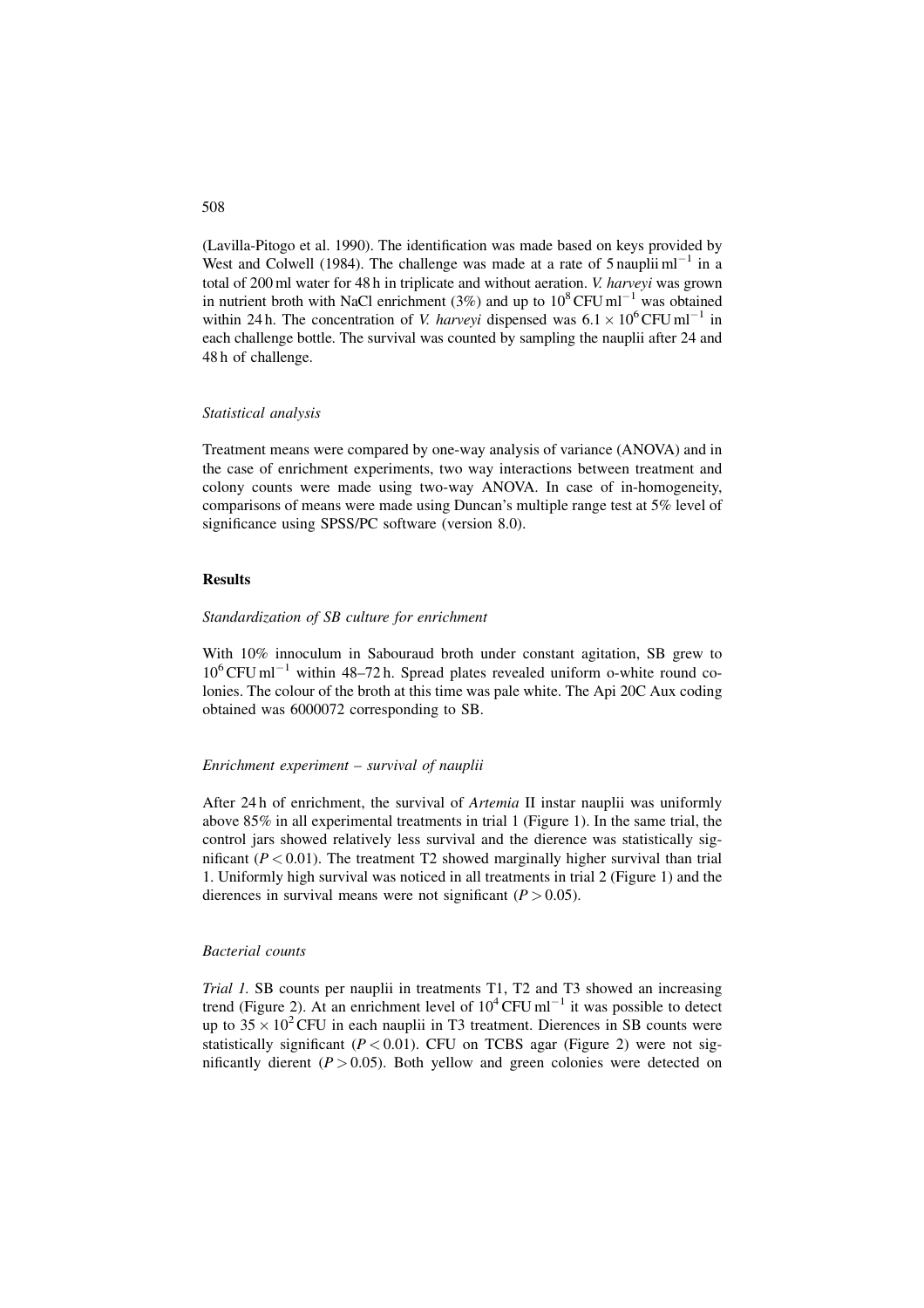(Lavilla-Pitogo et al. 1990). The identification was made based on keys provided by West and Colwell (1984). The challenge was made at a rate of 5 nauplii $ml^{-1}$ in a total of 200 ml water for 48 h in triplicate and without aeration. *V. harveyi* was grown in nutrient broth with NaCl enrichment (3%) and up to $10^8$ CFU $ml^{-1}$ was obtained within 24 h. The concentration of *V. harveyi* dispensed was $6.1 \times 10^6$ CFU $ml^{-1}$ in each challenge bottle. The survival was counted by sampling the nauplii after 24 and 48 h of challenge.

### *Statistical analysis*

Treatment means were compared by one-way analysis of variance (ANOVA) and in the case of enrichment experiments, two way interactions between treatment and colony counts were made using two-way ANOVA. In case of in-homogeneity, comparisons of means were made using Duncan's multiple range test at 5% level of significance using SPSS/PC software (version 8.0).

## Results

### *Standardization of SB culture for enrichment*

With 10% innoculum in Sabouraud broth under constant agitation, SB grew to $10^6$ CFU $ml^{-1}$ within 48–72 h. Spread plates revealed uniform o-white round colonies. The colour of the broth at this time was pale white. The Api 20C Aux coding obtained was 6000072 corresponding to SB.

### *Enrichment experiment – survival of nauplii*

After 24 h of enrichment, the survival of *Artemia* II instar nauplii was uniformly above 85% in all experimental treatments in trial 1 (Figure 1). In the same trial, the control jars showed relatively less survival and the dierence was statistically significant ($P < 0.01$). The treatment T2 showed marginally higher survival than trial 1. Uniformly high survival was noticed in all treatments in trial 2 (Figure 1) and the dierences in survival means were not significant ($P > 0.05$).

### *Bacterial counts*

*Trial 1.* SB counts per nauplii in treatments T1, T2 and T3 showed an increasing trend (Figure 2). At an enrichment level of $10^4$ CFU $ml^{-1}$ it was possible to detect up to $35 \times 10^2$ CFU in each nauplii in T3 treatment. Dierences in SB counts were statistically significant ($P < 0.01$). CFU on TCBS agar (Figure 2) were not significantly dierent ($P > 0.05$). Both yellow and green colonies were detected on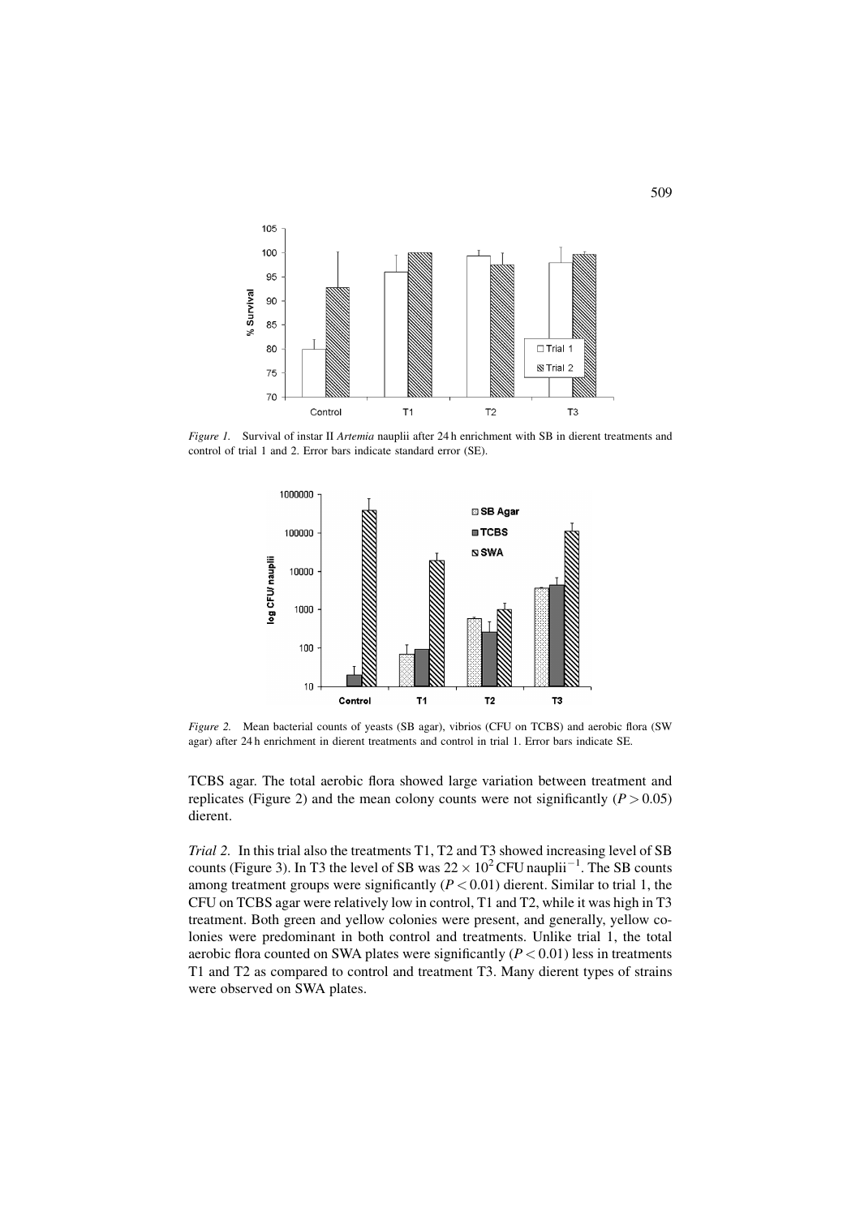Figure 1. Survival of instar II *Artemia* nauplii after 24 h enrichment with SB in dierent treatments and control of trial 1 and 2. Error bars indicate standard error (SE).

Figure 2. Mean bacterial counts of yeasts (SB agar), vibrios (CFU on TCBS) and aerobic flora (SW agar) after 24 h enrichment in dierent treatments and control in trial 1. Error bars indicate SE.

TCBS agar. The total aerobic flora showed large variation between treatment and replicates (Figure 2) and the mean colony counts were not significantly ($P > 0.05$) dierent.

*Trial 2.* In this trial also the treatments T1, T2 and T3 showed increasing level of SB counts (Figure 3). In T3 the level of SB was $22 \times 10^2$ CFU nauplii$^{-1}$. The SB counts among treatment groups were significantly ($P < 0.01$) dierent. Similar to trial 1, the CFU on TCBS agar were relatively low in control, T1 and T2, while it was high in T3 treatment. Both green and yellow colonies were present, and generally, yellow colonies were predominant in both control and treatments. Unlike trial 1, the total aerobic flora counted on SWA plates were significantly ($P < 0.01$) less in treatments T1 and T2 as compared to control and treatment T3. Many dierent types of strains were observed on SWA plates.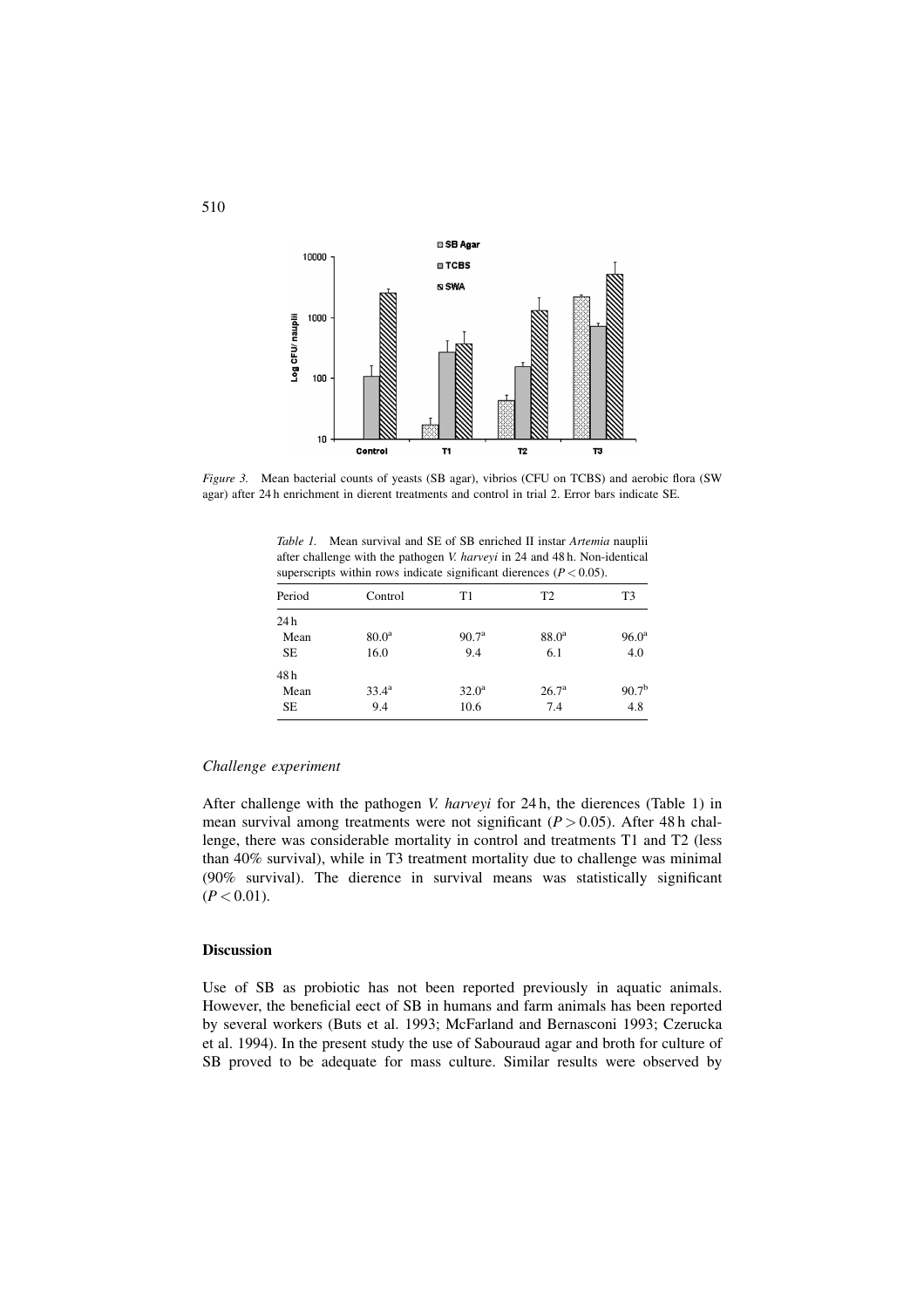*Figure 3.* Mean bacterial counts of yeasts (SB agar), vibrios (CFU on TCBS) and aerobic flora (SW agar) after 24 h enrichment in dierent treatments and control in trial 2. Error bars indicate SE.

*Table 1.* Mean survival and SE of SB enriched II instar *Artemia* nauplii after challenge with the pathogen *V. harveyi* in 24 and 48 h. Non-identical superscripts within rows indicate significant dierences ($P < 0.05$).

| Period | Control | T1 | T2 | T3 |
|---|---|---|---|---|
| 24 h | | | | |
| Mean | $80.0^{a}$ | $90.7^{a}$ | $88.0^{a}$ | $96.0^{a}$ |
| SE | 16.0 | 9.4 | 6.1 | 4.0 |
| 48 h | | | | |
| Mean | $33.4^{a}$ | $32.0^{a}$ | $26.7^{a}$ | $90.7^{b}$ |
| SE | 9.4 | 10.6 | 7.4 | 4.8 |

### *Challenge experiment*

After challenge with the pathogen *V. harveyi* for 24 h, the dierences (Table 1) in mean survival among treatments were not significant ($P > 0.05$). After 48 h challenge, there was considerable mortality in control and treatments T1 and T2 (less than 40% survival), while in T3 treatment mortality due to challenge was minimal (90% survival). The dierence in survival means was statistically significant ($P < 0.01$).

## Discussion

Use of SB as probiotic has not been reported previously in aquatic animals. However, the beneficial eect of SB in humans and farm animals has been reported by several workers (Buts et al. 1993; McFarland and Bernasconi 1993; Czerucka et al. 1994). In the present study the use of Sabouraud agar and broth for culture of SB proved to be adequate for mass culture. Similar results were observed by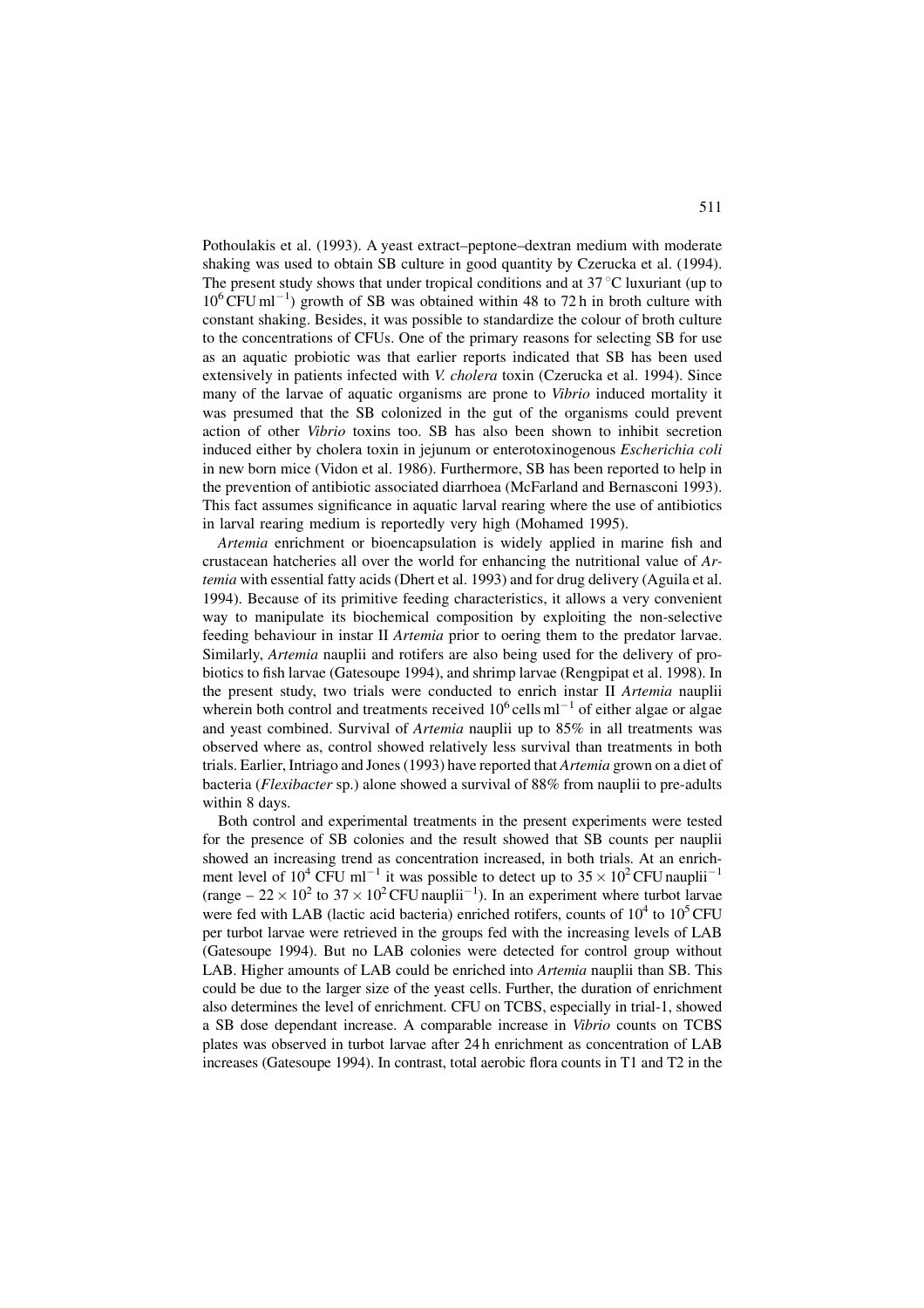Pothoulakis et al. (1993). A yeast extract–peptone–dextran medium with moderate shaking was used to obtain SB culture in good quantity by Czerucka et al. (1994). The present study shows that under tropical conditions and at 37 °C luxuriant (up to $10^6$ CFU ml$^{-1}$) growth of SB was obtained within 48 to 72 h in broth culture with constant shaking. Besides, it was possible to standardize the colour of broth culture to the concentrations of CFUs. One of the primary reasons for selecting SB for use as an aquatic probiotic was that earlier reports indicated that SB has been used extensively in patients infected with *V. cholera* toxin (Czerucka et al. 1994). Since many of the larvae of aquatic organisms are prone to *Vibrio* induced mortality it was presumed that the SB colonized in the gut of the organisms could prevent action of other *Vibrio* toxins too. SB has also been shown to inhibit secretion induced either by cholera toxin in jejunum or enterotoxinogenous *Escherichia coli* in new born mice (Vidon et al. 1986). Furthermore, SB has been reported to help in the prevention of antibiotic associated diarrhoea (McFarland and Bernasconi 1993). This fact assumes significance in aquatic larval rearing where the use of antibiotics in larval rearing medium is reportedly very high (Mohamed 1995).

*Artemia* enrichment or bioencapsulation is widely applied in marine fish and crustacean hatcheries all over the world for enhancing the nutritional value of *Artemia* with essential fatty acids (Dhert et al. 1993) and for drug delivery (Aguila et al. 1994). Because of its primitive feeding characteristics, it allows a very convenient way to manipulate its biochemical composition by exploiting the non-selective feeding behaviour in instar II *Artemia* prior to oering them to the predator larvae. Similarly, *Artemia* nauplii and rotifers are also being used for the delivery of probiotics to fish larvae (Gatesoupe 1994), and shrimp larvae (Rengpipat et al. 1998). In the present study, two trials were conducted to enrich instar II *Artemia* nauplii wherein both control and treatments received $10^6$ cells ml$^{-1}$ of either algae or algae and yeast combined. Survival of *Artemia* nauplii up to 85% in all treatments was observed where as, control showed relatively less survival than treatments in both trials. Earlier, Intriago and Jones (1993) have reported that *Artemia* grown on a diet of bacteria (*Flexibacter* sp.) alone showed a survival of 88% from nauplii to pre-adults within 8 days.

Both control and experimental treatments in the present experiments were tested for the presence of SB colonies and the result showed that SB counts per nauplii showed an increasing trend as concentration increased, in both trials. At an enrichment level of $10^4$ CFU ml$^{-1}$ it was possible to detect up to $35 \times 10^2$ CFU nauplii$^{-1}$ (range – $22 \times 10^2$ to $37 \times 10^2$ CFU nauplii$^{-1}$). In an experiment where turbot larvae were fed with LAB (lactic acid bacteria) enriched rotifers, counts of $10^4$ to $10^5$ CFU per turbot larvae were retrieved in the groups fed with the increasing levels of LAB (Gatesoupe 1994). But no LAB colonies were detected for control group without LAB. Higher amounts of LAB could be enriched into *Artemia* nauplii than SB. This could be due to the larger size of the yeast cells. Further, the duration of enrichment also determines the level of enrichment. CFU on TCBS, especially in trial-1, showed a SB dose dependant increase. A comparable increase in *Vibrio* counts on TCBS plates was observed in turbot larvae after 24 h enrichment as concentration of LAB increases (Gatesoupe 1994). In contrast, total aerobic flora counts in T1 and T2 in the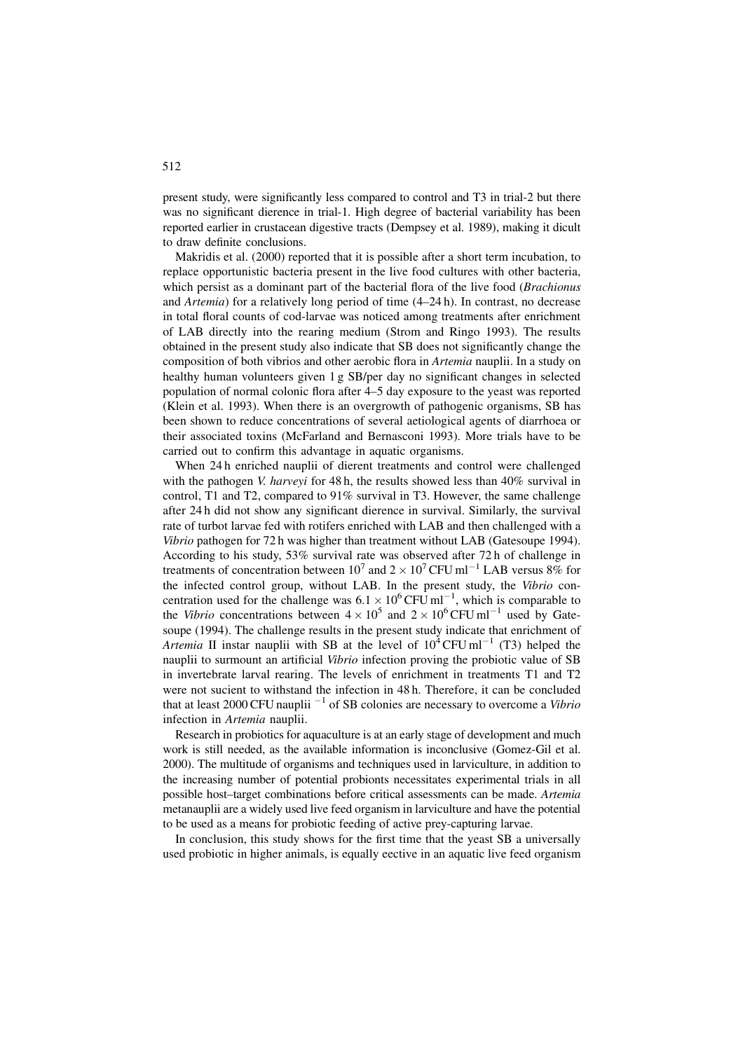present study, were significantly less compared to control and T3 in trial-2 but there was no significant dierence in trial-1. High degree of bacterial variability has been reported earlier in crustacean digestive tracts (Dempsey et al. 1989), making it dicult to draw definite conclusions.

Makridis et al. (2000) reported that it is possible after a short term incubation, to replace opportunistic bacteria present in the live food cultures with other bacteria, which persist as a dominant part of the bacterial flora of the live food (*Brachionus* and *Artemia*) for a relatively long period of time (4–24 h). In contrast, no decrease in total floral counts of cod-larvae was noticed among treatments after enrichment of LAB directly into the rearing medium (Strom and Ringo 1993). The results obtained in the present study also indicate that SB does not significantly change the composition of both vibrios and other aerobic flora in *Artemia* nauplii. In a study on healthy human volunteers given 1 g SB/per day no significant changes in selected population of normal colonic flora after 4–5 day exposure to the yeast was reported (Klein et al. 1993). When there is an overgrowth of pathogenic organisms, SB has been shown to reduce concentrations of several aetiological agents of diarrhoea or their associated toxins (McFarland and Bernasconi 1993). More trials have to be carried out to confirm this advantage in aquatic organisms.

When 24 h enriched nauplii of dierent treatments and control were challenged with the pathogen *V. harveyi* for 48 h, the results showed less than 40% survival in control, T1 and T2, compared to 91% survival in T3. However, the same challenge after 24 h did not show any significant dierence in survival. Similarly, the survival rate of turbot larvae fed with rotifers enriched with LAB and then challenged with a *Vibrio* pathogen for 72 h was higher than treatment without LAB (Gatesoupe 1994). According to his study, 53% survival rate was observed after 72 h of challenge in treatments of concentration between $10^7$ and $2 \times 10^7$ CFU ml$^{-1}$ LAB versus 8% for the infected control group, without LAB. In the present study, the *Vibrio* concentration used for the challenge was $6.1 \times 10^6$ CFU ml$^{-1}$, which is comparable to the *Vibrio* concentrations between $4 \times 10^5$ and $2 \times 10^6$ CFU ml$^{-1}$ used by Gatesoupe (1994). The challenge results in the present study indicate that enrichment of *Artemia* II instar nauplii with SB at the level of $10^4$ CFU ml$^{-1}$ (T3) helped the nauplii to surmount an artificial *Vibrio* infection proving the probiotic value of SB in invertebrate larval rearing. The levels of enrichment in treatments T1 and T2 were not sucient to withstand the infection in 48 h. Therefore, it can be concluded that at least 2000 CFU nauplii $^{-1}$ of SB colonies are necessary to overcome a *Vibrio* infection in *Artemia* nauplii.

Research in probiotics for aquaculture is at an early stage of development and much work is still needed, as the available information is inconclusive (Gomez-Gil et al. 2000). The multitude of organisms and techniques used in larviculture, in addition to the increasing number of potential probionts necessitates experimental trials in all possible host–target combinations before critical assessments can be made. *Artemia* metanauplii are a widely used live feed organism in larviculture and have the potential to be used as a means for probiotic feeding of active prey-capturing larvae.

In conclusion, this study shows for the first time that the yeast SB a universally used probiotic in higher animals, is equally eective in an aquatic live feed organism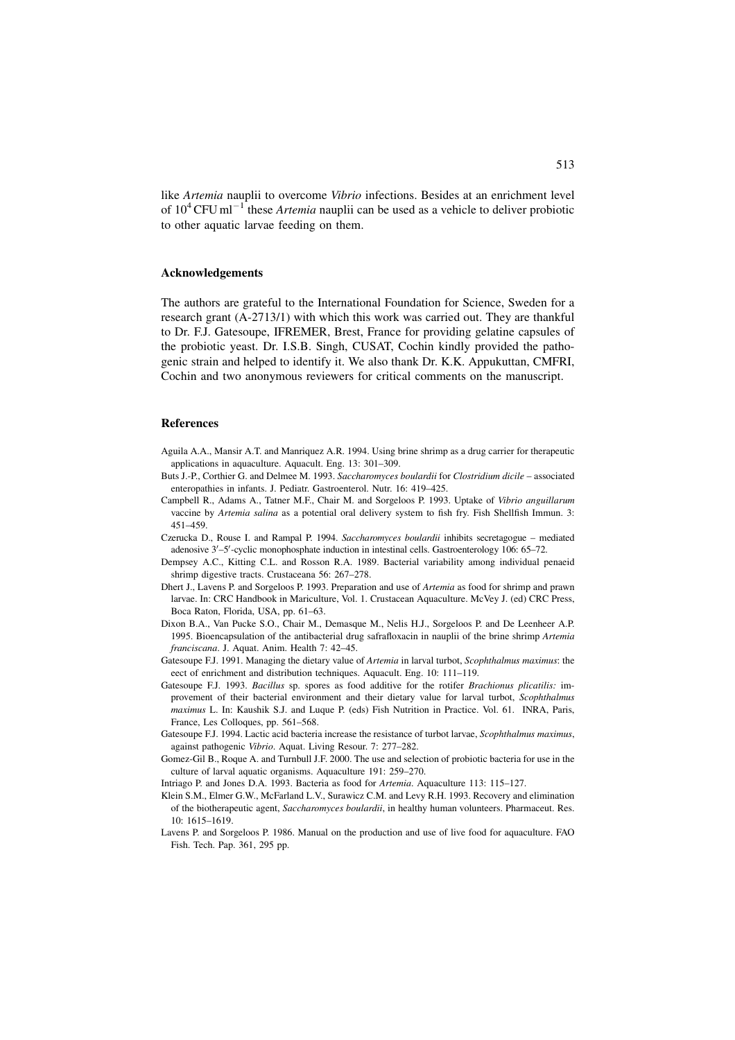like *Artemia* nauplii to overcome *Vibrio* infections. Besides at an enrichment level of $10^4$ CFU ml$^{-1}$ these *Artemia* nauplii can be used as a vehicle to deliver probiotic to other aquatic larvae feeding on them.

## Acknowledgements

The authors are grateful to the International Foundation for Science, Sweden for a research grant (A-2713/1) with which this work was carried out. They are thankful to Dr. F.J. Gatesoupe, IFREMER, Brest, France for providing gelatine capsules of the probiotic yeast. Dr. I.S.B. Singh, CUSAT, Cochin kindly provided the pathogenic strain and helped to identify it. We also thank Dr. K.K. Appukuttan, CMFRI, Cochin and two anonymous reviewers for critical comments on the manuscript.

## References

Aguila A.A., Mansir A.T. and Manriquez A.R. 1994. Using brine shrimp as a drug carrier for therapeutic applications in aquaculture. Aquacult. Eng. 13: 301–309.

Buts J.-P., Corthier G. and Delmee M. 1993. *Saccharomyces boulardii* for *Clostridium dicile* – associated enteropathies in infants. J. Pediatr. Gastroenterol. Nutr. 16: 419–425.

Campbell R., Adams A., Tatner M.F., Chair M. and Sorgeloos P. 1993. Uptake of *Vibrio anguillarum* vaccine by *Artemia salina* as a potential oral delivery system to fish fry. Fish Shellfish Immun. 3: 451–459.

Czerucka D., Rouse I. and Rampal P. 1994. *Saccharomyces boulardii* inhibits secretagogue – mediated adenosive 3′–5′-cyclic monophosphate induction in intestinal cells. Gastroenterology 106: 65–72.

Dempsey A.C., Kitting C.L. and Rosson R.A. 1989. Bacterial variability among individual penaeid shrimp digestive tracts. Crustaceana 56: 267–278.

Dhert J., Lavens P. and Sorgeloos P. 1993. Preparation and use of *Artemia* as food for shrimp and prawn larvae. In: CRC Handbook in Mariculture, Vol. 1. Crustacean Aquaculture. McVey J. (ed) CRC Press, Boca Raton, Florida, USA, pp. 61–63.

Dixon B.A., Van Pucke S.O., Chair M., Demasque M., Nelis H.J., Sorgeloos P. and De Leenheer A.P. 1995. Bioencapsulation of the antibacterial drug safrafloxacin in nauplii of the brine shrimp *Artemia franciscana*. J. Aquat. Anim. Health 7: 42–45.

Gatesoupe F.J. 1991. Managing the dietary value of *Artemia* in larval turbot, *Scophthalmus maximus*: the eect of enrichment and distribution techniques. Aquacult. Eng. 10: 111–119.

Gatesoupe F.J. 1993. *Bacillus* sp. spores as food additive for the rotifer *Brachionus plicatilis:* improvement of their bacterial environment and their dietary value for larval turbot, *Scophthalmus maximus* L. In: Kaushik S.J. and Luque P. (eds) Fish Nutrition in Practice. Vol. 61. INRA, Paris, France, Les Colloques, pp. 561–568.

Gatesoupe F.J. 1994. Lactic acid bacteria increase the resistance of turbot larvae, *Scophthalmus maximus*, against pathogenic *Vibrio*. Aquat. Living Resour. 7: 277–282.

Gomez-Gil B., Roque A. and Turnbull J.F. 2000. The use and selection of probiotic bacteria for use in the culture of larval aquatic organisms. Aquaculture 191: 259–270.

Intriago P. and Jones D.A. 1993. Bacteria as food for *Artemia*. Aquaculture 113: 115–127.

Klein S.M., Elmer G.W., McFarland L.V., Surawicz C.M. and Levy R.H. 1993. Recovery and elimination of the biotherapeutic agent, *Saccharomyces boulardii*, in healthy human volunteers. Pharmaceut. Res. 10: 1615–1619.

Lavens P. and Sorgeloos P. 1986. Manual on the production and use of live food for aquaculture. FAO Fish. Tech. Pap. 361, 295 pp.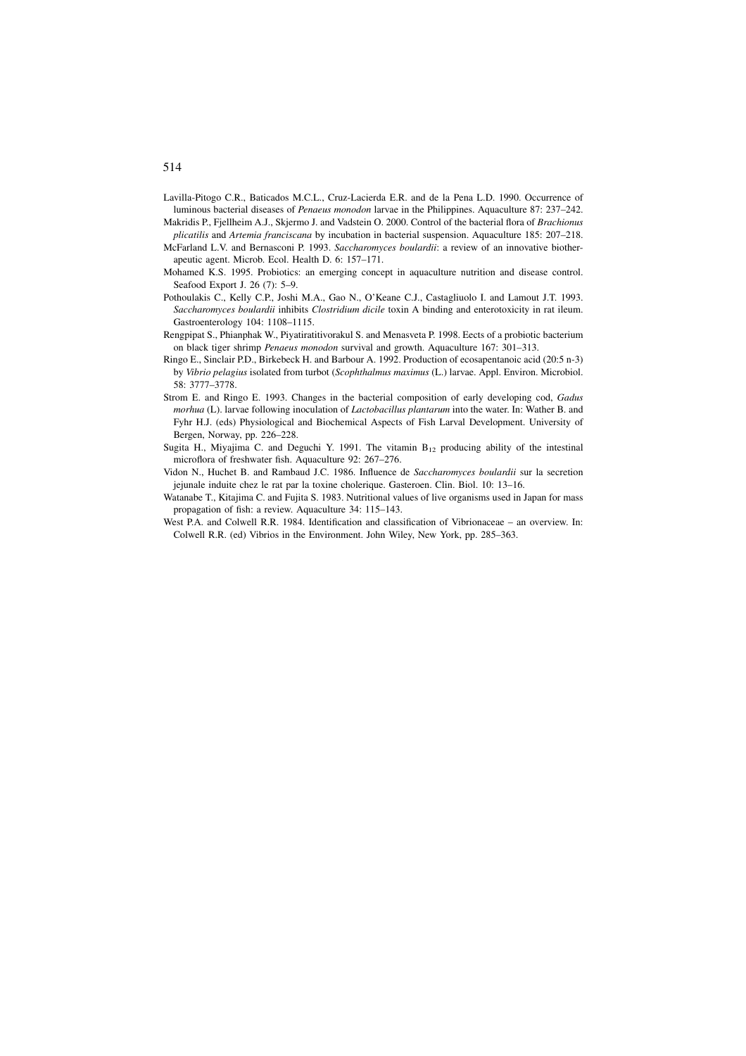Lavilla-Pitogo C.R., Baticados M.C.L., Cruz-Lacierda E.R. and de la Pena L.D. 1990. Occurrence of luminous bacterial diseases of *Penaeus monodon* larvae in the Philippines. Aquaculture 87: 237–242.

Makridis P., Fjellheim A.J., Skjermo J. and Vadstein O. 2000. Control of the bacterial flora of *Brachionus plicatilis* and *Artemia franciscana* by incubation in bacterial suspension. Aquaculture 185: 207–218.

McFarland L.V. and Bernasconi P. 1993. *Saccharomyces boulardii*: a review of an innovative biotherapeutic agent. Microb. Ecol. Health D. 6: 157–171.

Mohamed K.S. 1995. Probiotics: an emerging concept in aquaculture nutrition and disease control. Seafood Export J. 26 (7): 5–9.

Pothoulakis C., Kelly C.P., Joshi M.A., Gao N., O'Keane C.J., Castagliuolo I. and Lamout J.T. 1993. *Saccharomyces boulardii* inhibits *Clostridium dicile* toxin A binding and enterotoxicity in rat ileum. Gastroenterology 104: 1108–1115.

Rengpipat S., Phianphak W., Piyatiratitivorakul S. and Menasveta P. 1998. Eects of a probiotic bacterium on black tiger shrimp *Penaeus monodon* survival and growth. Aquaculture 167: 301–313.

Ringo E., Sinclair P.D., Birkebeck H. and Barbour A. 1992. Production of ecosapentanoic acid (20:5 n-3) by *Vibrio pelagius* isolated from turbot (*Scophthalmus maximus* (L.) larvae. Appl. Environ. Microbiol. 58: 3777–3778.

Strom E. and Ringo E. 1993. Changes in the bacterial composition of early developing cod, *Gadus morhua* (L). larvae following inoculation of *Lactobacillus plantarum* into the water. In: Wather B. and Fyhr H.J. (eds) Physiological and Biochemical Aspects of Fish Larval Development. University of Bergen, Norway, pp. 226–228.

Sugita H., Miyajima C. and Deguchi Y. 1991. The vitamin $B_{12}$ producing ability of the intestinal microflora of freshwater fish. Aquaculture 92: 267–276.

Vidon N., Huchet B. and Rambaud J.C. 1986. Influence de *Saccharomyces boulardii* sur la secretion jejunale induite chez le rat par la toxine cholerique. Gasteroen. Clin. Biol. 10: 13–16.

Watanabe T., Kitajima C. and Fujita S. 1983. Nutritional values of live organisms used in Japan for mass propagation of fish: a review. Aquaculture 34: 115–143.

West P.A. and Colwell R.R. 1984. Identification and classification of Vibrionaceae – an overview. In: Colwell R.R. (ed) Vibrios in the Environment. John Wiley, New York, pp. 285–363.